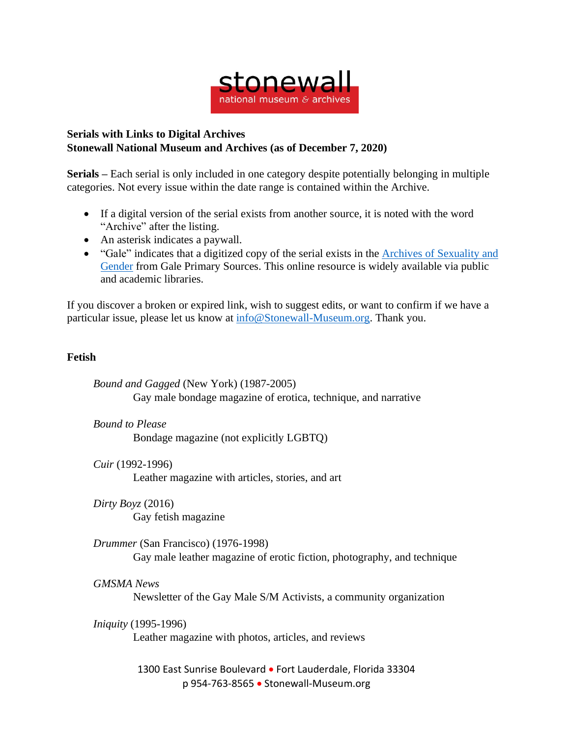stonewall
national museum & archives

**Serials with Links to Digital Archives**
**Stonewall National Museum and Archives (as of December 7, 2020)**

**Serials –** Each serial is only included in one category despite potentially belonging in multiple categories. Not every issue within the date range is contained within the Archive.

- If a digital version of the serial exists from another source, it is noted with the word "Archive" after the listing.
- An asterisk indicates a paywall.
- "Gale" indicates that a digitized copy of the serial exists in the [Archives of Sexuality and Gender](#) from Gale Primary Sources. This online resource is widely available via public and academic libraries.

If you discover a broken or expired link, wish to suggest edits, or want to confirm if we have a particular issue, please let us know at [info@Stonewall-Museum.org](mailto:info@Stonewall-Museum.org). Thank you.

## Fetish

*Bound and Gagged* (New York) (1987-2005)
Gay male bondage magazine of erotica, technique, and narrative

*Bound to Please*
Bondage magazine (not explicitly LGBTQ)

*Cuir* (1992-1996)
Leather magazine with articles, stories, and art

*Dirty Boyz* (2016)
Gay fetish magazine

*Drummer* (San Francisco) (1976-1998)
Gay male leather magazine of erotic fiction, photography, and technique

*GMSMA News*
Newsletter of the Gay Male S/M Activists, a community organization

*Iniquity* (1995-1996)
Leather magazine with photos, articles, and reviews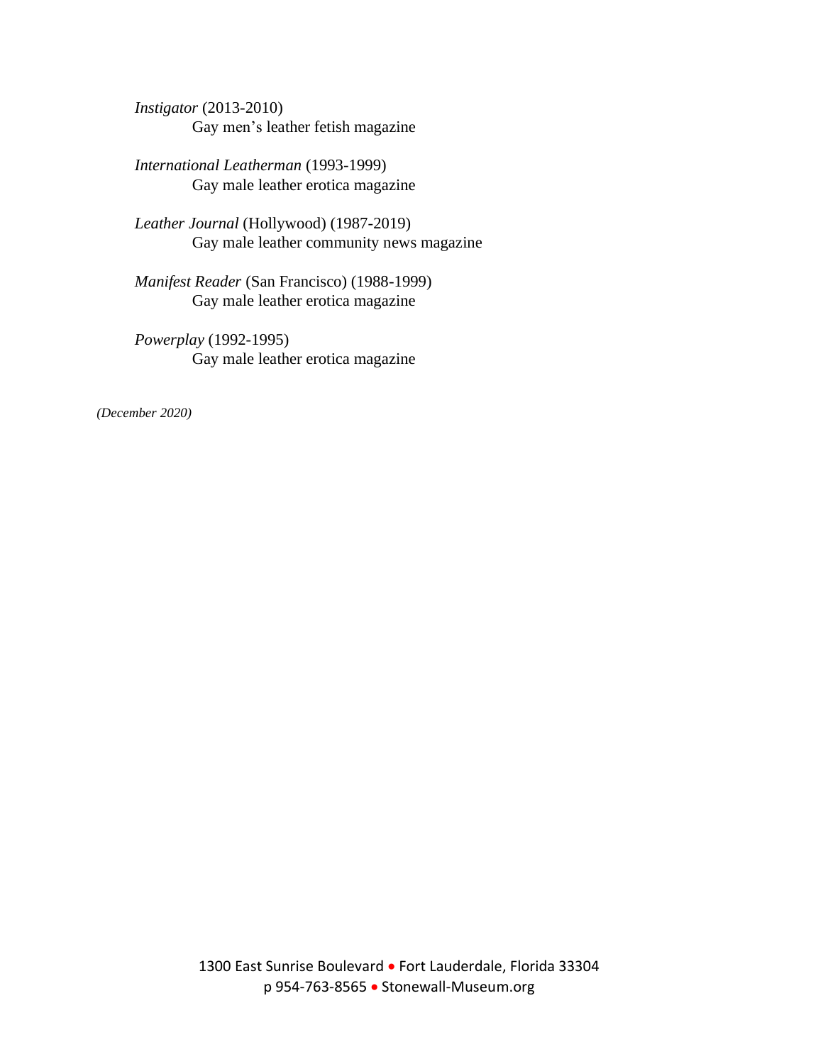*Instigator* (2013-2010)
Gay men's leather fetish magazine

*International Leatherman* (1993-1999)
Gay male leather erotica magazine

*Leather Journal* (Hollywood) (1987-2019)
Gay male leather community news magazine

*Manifest Reader* (San Francisco) (1988-1999)
Gay male leather erotica magazine

*Powerplay* (1992-1995)
Gay male leather erotica magazine

*(December 2020)*